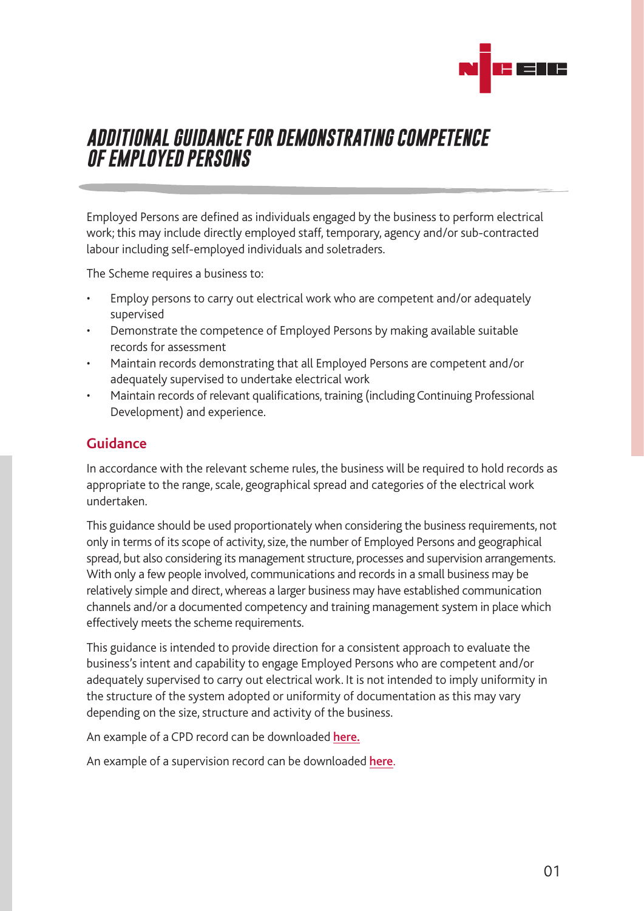# ADDITIONAL GUIDANCE FOR DEMONSTRATING COMPETENCE OF EMPLOYED PERSONS

Employed Persons are defined as individuals engaged by the business to perform electrical work; this may include directly employed staff, temporary, agency and/or sub-contracted labour including self-employed individuals and soletraders.

The Scheme requires a business to:

- Employ persons to carry out electrical work who are competent and/or adequately supervised
- Demonstrate the competence of Employed Persons by making available suitable records for assessment
- Maintain records demonstrating that all Employed Persons are competent and/or adequately supervised to undertake electrical work
- Maintain records of relevant qualifications, training (including Continuing Professional Development) and experience.

## Guidance

In accordance with the relevant scheme rules, the business will be required to hold records as appropriate to the range, scale, geographical spread and categories of the electrical work undertaken.

This guidance should be used proportionately when considering the business requirements, not only in terms of its scope of activity, size, the number of Employed Persons and geographical spread, but also considering its management structure, processes and supervision arrangements. With only a few people involved, communications and records in a small business may be relatively simple and direct, whereas a larger business may have established communication channels and/or a documented competency and training management system in place which effectively meets the scheme requirements.

This guidance is intended to provide direction for a consistent approach to evaluate the business's intent and capability to engage Employed Persons who are competent and/or adequately supervised to carry out electrical work. It is not intended to imply uniformity in the structure of the system adopted or uniformity of documentation as this may vary depending on the size, structure and activity of the business.

An example of a CPD record can be downloaded **here.**

An example of a supervision record can be downloaded **here**.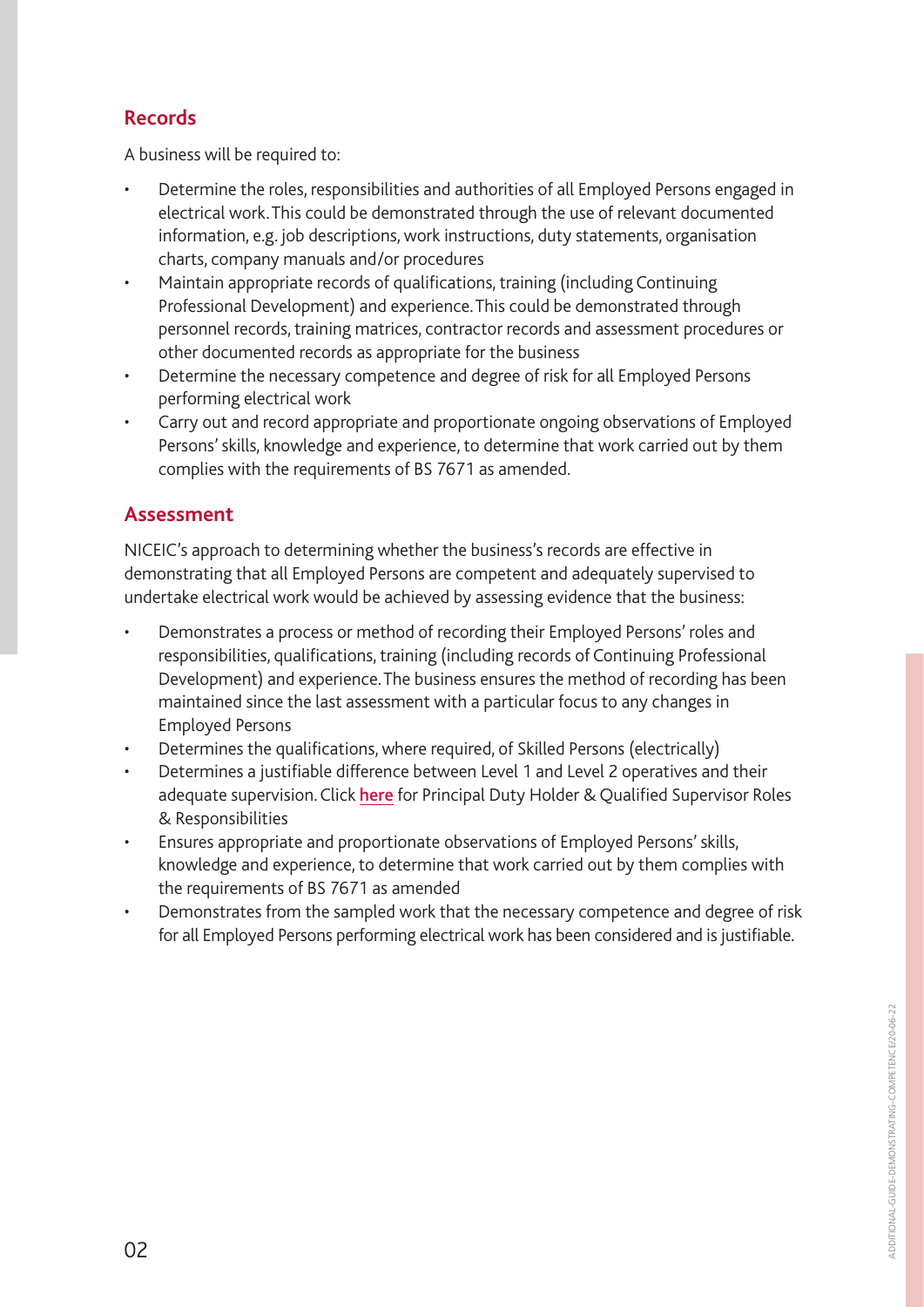## Records

A business will be required to:

- Determine the roles, responsibilities and authorities of all Employed Persons engaged in electrical work. This could be demonstrated through the use of relevant documented information, e.g. job descriptions, work instructions, duty statements, organisation charts, company manuals and/or procedures
- Maintain appropriate records of qualifications, training (including Continuing Professional Development) and experience. This could be demonstrated through personnel records, training matrices, contractor records and assessment procedures or other documented records as appropriate for the business
- Determine the necessary competence and degree of risk for all Employed Persons performing electrical work
- Carry out and record appropriate and proportionate ongoing observations of Employed Persons' skills, knowledge and experience, to determine that work carried out by them complies with the requirements of BS 7671 as amended.

## Assessment

NICEIC's approach to determining whether the business's records are effective in demonstrating that all Employed Persons are competent and adequately supervised to undertake electrical work would be achieved by assessing evidence that the business:

- Demonstrates a process or method of recording their Employed Persons' roles and responsibilities, qualifications, training (including records of Continuing Professional Development) and experience. The business ensures the method of recording has been maintained since the last assessment with a particular focus to any changes in Employed Persons
- Determines the qualifications, where required, of Skilled Persons (electrically)
- Determines a justifiable difference between Level 1 and Level 2 operatives and their adequate supervision. Click **here** for Principal Duty Holder & Qualified Supervisor Roles & Responsibilities
- Ensures appropriate and proportionate observations of Employed Persons' skills, knowledge and experience, to determine that work carried out by them complies with the requirements of BS 7671 as amended
- Demonstrates from the sampled work that the necessary competence and degree of risk for all Employed Persons performing electrical work has been considered and is justifiable.